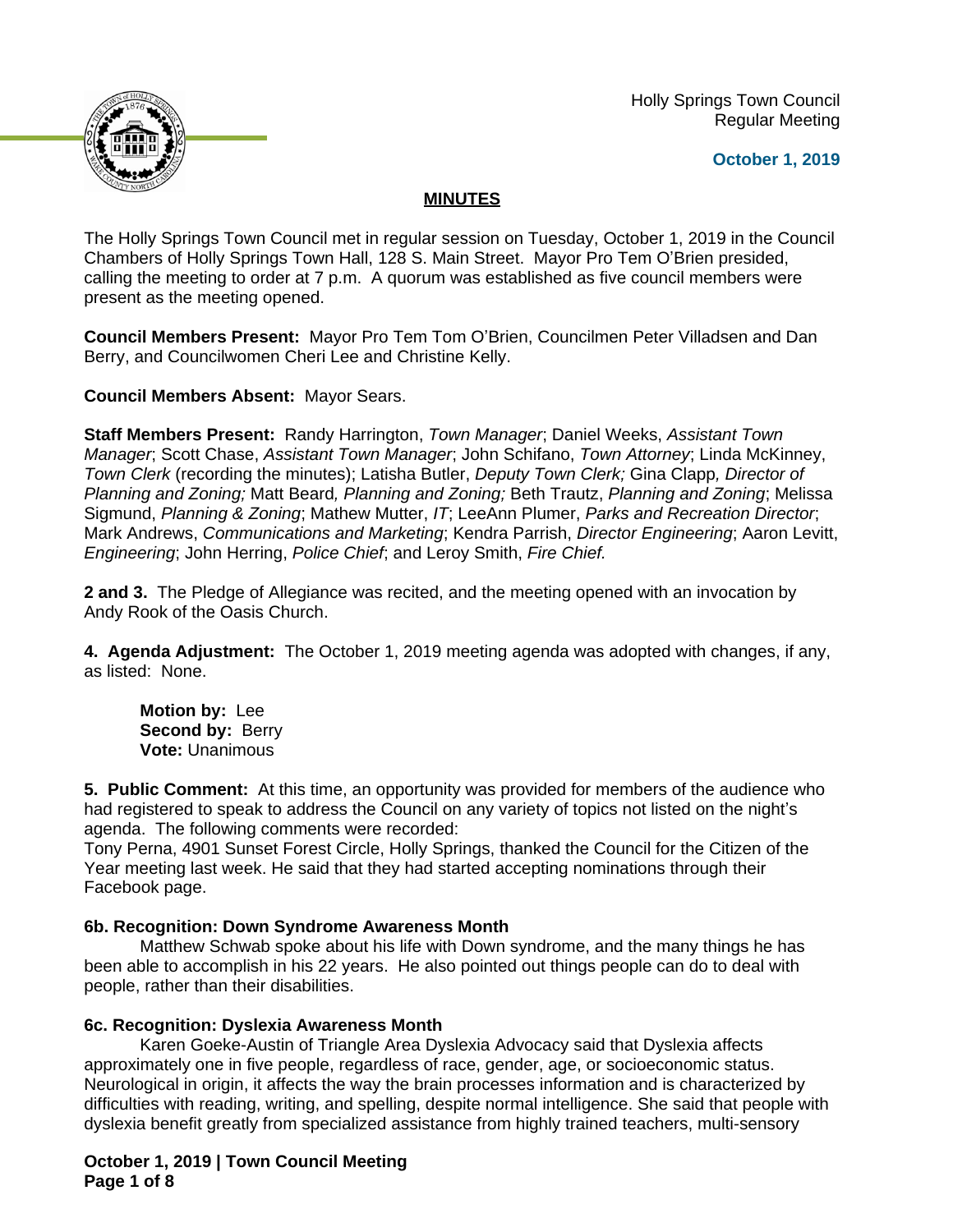Holly Springs Town Council
Regular Meeting

**October 1, 2019**

## MINUTES

The Holly Springs Town Council met in regular session on Tuesday, October 1, 2019 in the Council Chambers of Holly Springs Town Hall, 128 S. Main Street. Mayor Pro Tem O'Brien presided, calling the meeting to order at 7 p.m. A quorum was established as five council members were present as the meeting opened.

**Council Members Present:** Mayor Pro Tem Tom O'Brien, Councilmen Peter Villadsen and Dan Berry, and Councilwomen Cheri Lee and Christine Kelly.

**Council Members Absent:** Mayor Sears.

**Staff Members Present:** Randy Harrington, *Town Manager*; Daniel Weeks, *Assistant Town Manager*; Scott Chase, *Assistant Town Manager*; John Schifano, *Town Attorney*; Linda McKinney, *Town Clerk* (recording the minutes); Latisha Butler, *Deputy Town Clerk;* Gina Clapp*, Director of Planning and Zoning;* Matt Beard*, Planning and Zoning;* Beth Trautz, *Planning and Zoning*; Melissa Sigmund, *Planning & Zoning*; Mathew Mutter, *IT*; LeeAnn Plumer, *Parks and Recreation Director*; Mark Andrews, *Communications and Marketing*; Kendra Parrish, *Director Engineering*; Aaron Levitt, *Engineering*; John Herring, *Police Chief*; and Leroy Smith, *Fire Chief.*

**2 and 3.** The Pledge of Allegiance was recited, and the meeting opened with an invocation by Andy Rook of the Oasis Church.

**4. Agenda Adjustment:** The October 1, 2019 meeting agenda was adopted with changes, if any, as listed: None.

> **Motion by:** Lee
> **Second by:** Berry
> **Vote:** Unanimous

**5. Public Comment:** At this time, an opportunity was provided for members of the audience who had registered to speak to address the Council on any variety of topics not listed on the night's agenda. The following comments were recorded:
Tony Perna, 4901 Sunset Forest Circle, Holly Springs, thanked the Council for the Citizen of the Year meeting last week. He said that they had started accepting nominations through their Facebook page.

**6b. Recognition: Down Syndrome Awareness Month**

Matthew Schwab spoke about his life with Down syndrome, and the many things he has been able to accomplish in his 22 years. He also pointed out things people can do to deal with people, rather than their disabilities.

**6c. Recognition: Dyslexia Awareness Month**

Karen Goeke-Austin of Triangle Area Dyslexia Advocacy said that Dyslexia affects approximately one in five people, regardless of race, gender, age, or socioeconomic status. Neurological in origin, it affects the way the brain processes information and is characterized by difficulties with reading, writing, and spelling, despite normal intelligence. She said that people with dyslexia benefit greatly from specialized assistance from highly trained teachers, multi-sensory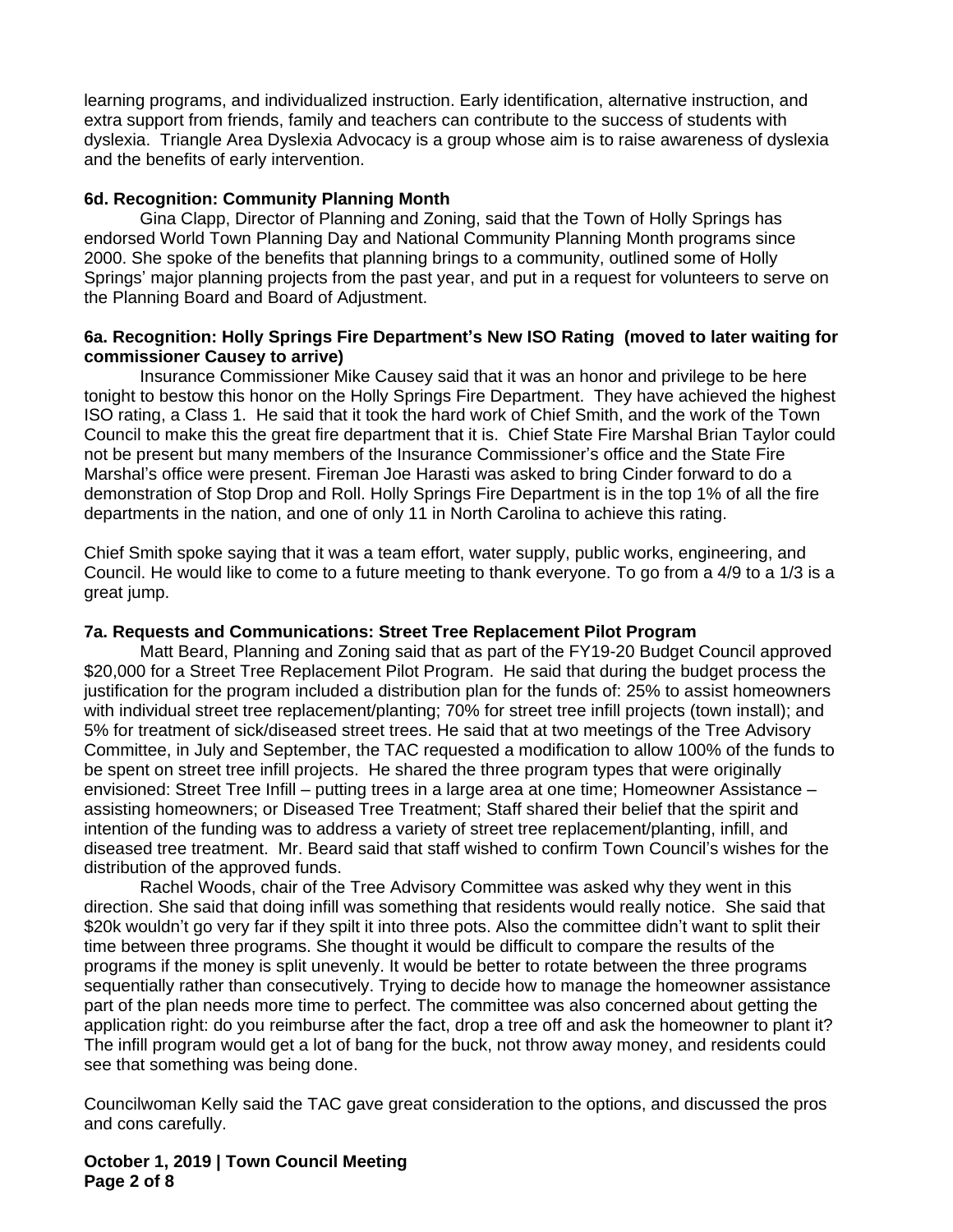learning programs, and individualized instruction. Early identification, alternative instruction, and extra support from friends, family and teachers can contribute to the success of students with dyslexia. Triangle Area Dyslexia Advocacy is a group whose aim is to raise awareness of dyslexia and the benefits of early intervention.

**6d. Recognition: Community Planning Month**

Gina Clapp, Director of Planning and Zoning, said that the Town of Holly Springs has endorsed World Town Planning Day and National Community Planning Month programs since 2000. She spoke of the benefits that planning brings to a community, outlined some of Holly Springs' major planning projects from the past year, and put in a request for volunteers to serve on the Planning Board and Board of Adjustment.

**6a. Recognition: Holly Springs Fire Department's New ISO Rating (moved to later waiting for commissioner Causey to arrive)**

Insurance Commissioner Mike Causey said that it was an honor and privilege to be here tonight to bestow this honor on the Holly Springs Fire Department. They have achieved the highest ISO rating, a Class 1. He said that it took the hard work of Chief Smith, and the work of the Town Council to make this the great fire department that it is. Chief State Fire Marshal Brian Taylor could not be present but many members of the Insurance Commissioner's office and the State Fire Marshal's office were present. Fireman Joe Harasti was asked to bring Cinder forward to do a demonstration of Stop Drop and Roll. Holly Springs Fire Department is in the top 1% of all the fire departments in the nation, and one of only 11 in North Carolina to achieve this rating.

Chief Smith spoke saying that it was a team effort, water supply, public works, engineering, and Council. He would like to come to a future meeting to thank everyone. To go from a 4/9 to a 1/3 is a great jump.

**7a. Requests and Communications: Street Tree Replacement Pilot Program**

Matt Beard, Planning and Zoning said that as part of the FY19-20 Budget Council approved $20,000 for a Street Tree Replacement Pilot Program. He said that during the budget process the justification for the program included a distribution plan for the funds of: 25% to assist homeowners with individual street tree replacement/planting; 70% for street tree infill projects (town install); and 5% for treatment of sick/diseased street trees. He said that at two meetings of the Tree Advisory Committee, in July and September, the TAC requested a modification to allow 100% of the funds to be spent on street tree infill projects. He shared the three program types that were originally envisioned: Street Tree Infill – putting trees in a large area at one time; Homeowner Assistance – assisting homeowners; or Diseased Tree Treatment; Staff shared their belief that the spirit and intention of the funding was to address a variety of street tree replacement/planting, infill, and diseased tree treatment. Mr. Beard said that staff wished to confirm Town Council's wishes for the distribution of the approved funds.

Rachel Woods, chair of the Tree Advisory Committee was asked why they went in this direction. She said that doing infill was something that residents would really notice. She said that $20k wouldn't go very far if they spilt it into three pots. Also the committee didn't want to split their time between three programs. She thought it would be difficult to compare the results of the programs if the money is split unevenly. It would be better to rotate between the three programs sequentially rather than consecutively. Trying to decide how to manage the homeowner assistance part of the plan needs more time to perfect. The committee was also concerned about getting the application right: do you reimburse after the fact, drop a tree off and ask the homeowner to plant it? The infill program would get a lot of bang for the buck, not throw away money, and residents could see that something was being done.

Councilwoman Kelly said the TAC gave great consideration to the options, and discussed the pros and cons carefully.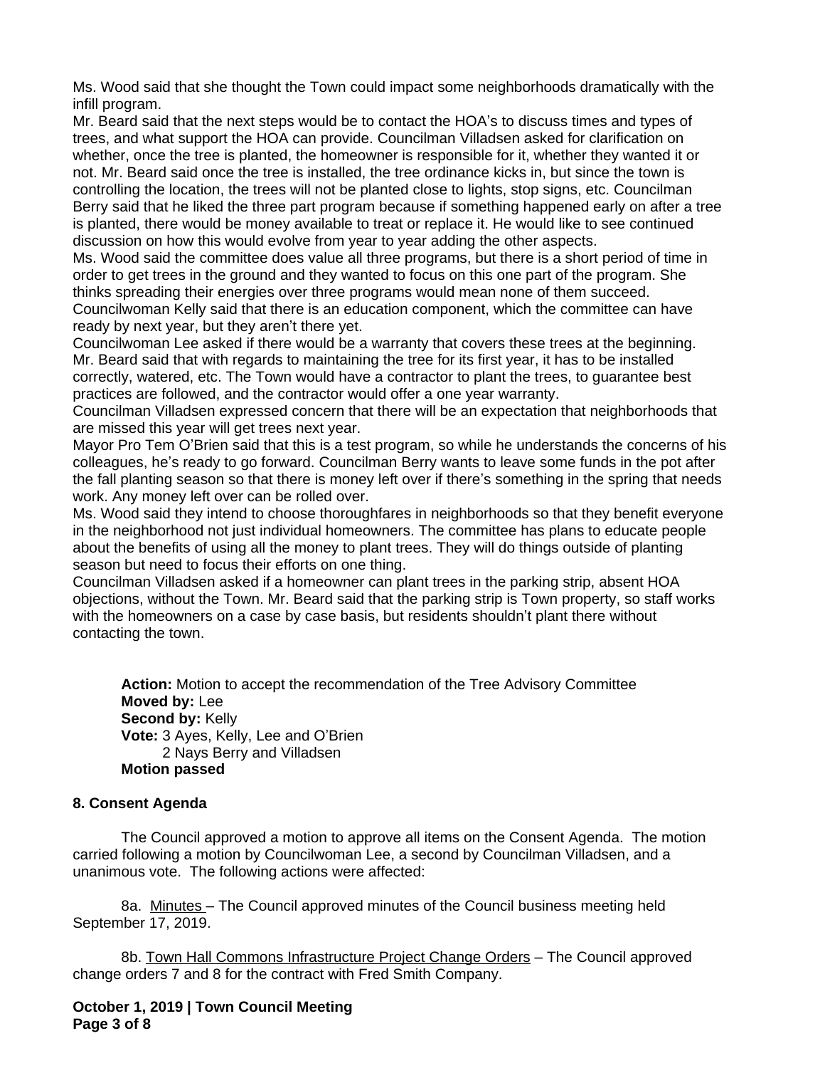Ms. Wood said that she thought the Town could impact some neighborhoods dramatically with the infill program.

Mr. Beard said that the next steps would be to contact the HOA's to discuss times and types of trees, and what support the HOA can provide. Councilman Villadsen asked for clarification on whether, once the tree is planted, the homeowner is responsible for it, whether they wanted it or not. Mr. Beard said once the tree is installed, the tree ordinance kicks in, but since the town is controlling the location, the trees will not be planted close to lights, stop signs, etc. Councilman Berry said that he liked the three part program because if something happened early on after a tree is planted, there would be money available to treat or replace it. He would like to see continued discussion on how this would evolve from year to year adding the other aspects.

Ms. Wood said the committee does value all three programs, but there is a short period of time in order to get trees in the ground and they wanted to focus on this one part of the program. She thinks spreading their energies over three programs would mean none of them succeed.

Councilwoman Kelly said that there is an education component, which the committee can have ready by next year, but they aren't there yet.

Councilwoman Lee asked if there would be a warranty that covers these trees at the beginning. Mr. Beard said that with regards to maintaining the tree for its first year, it has to be installed correctly, watered, etc. The Town would have a contractor to plant the trees, to guarantee best practices are followed, and the contractor would offer a one year warranty.

Councilman Villadsen expressed concern that there will be an expectation that neighborhoods that are missed this year will get trees next year.

Mayor Pro Tem O'Brien said that this is a test program, so while he understands the concerns of his colleagues, he's ready to go forward. Councilman Berry wants to leave some funds in the pot after the fall planting season so that there is money left over if there's something in the spring that needs work. Any money left over can be rolled over.

Ms. Wood said they intend to choose thoroughfares in neighborhoods so that they benefit everyone in the neighborhood not just individual homeowners. The committee has plans to educate people about the benefits of using all the money to plant trees. They will do things outside of planting season but need to focus their efforts on one thing.

Councilman Villadsen asked if a homeowner can plant trees in the parking strip, absent HOA objections, without the Town. Mr. Beard said that the parking strip is Town property, so staff works with the homeowners on a case by case basis, but residents shouldn't plant there without contacting the town.

**Action:** Motion to accept the recommendation of the Tree Advisory Committee
**Moved by:** Lee
**Second by:** Kelly
**Vote:** 3 Ayes, Kelly, Lee and O'Brien
2 Nays Berry and Villadsen
**Motion passed**

### 8. Consent Agenda

The Council approved a motion to approve all items on the Consent Agenda. The motion carried following a motion by Councilwoman Lee, a second by Councilman Villadsen, and a unanimous vote. The following actions were affected:

8a. Minutes – The Council approved minutes of the Council business meeting held September 17, 2019.

8b. Town Hall Commons Infrastructure Project Change Orders – The Council approved change orders 7 and 8 for the contract with Fred Smith Company.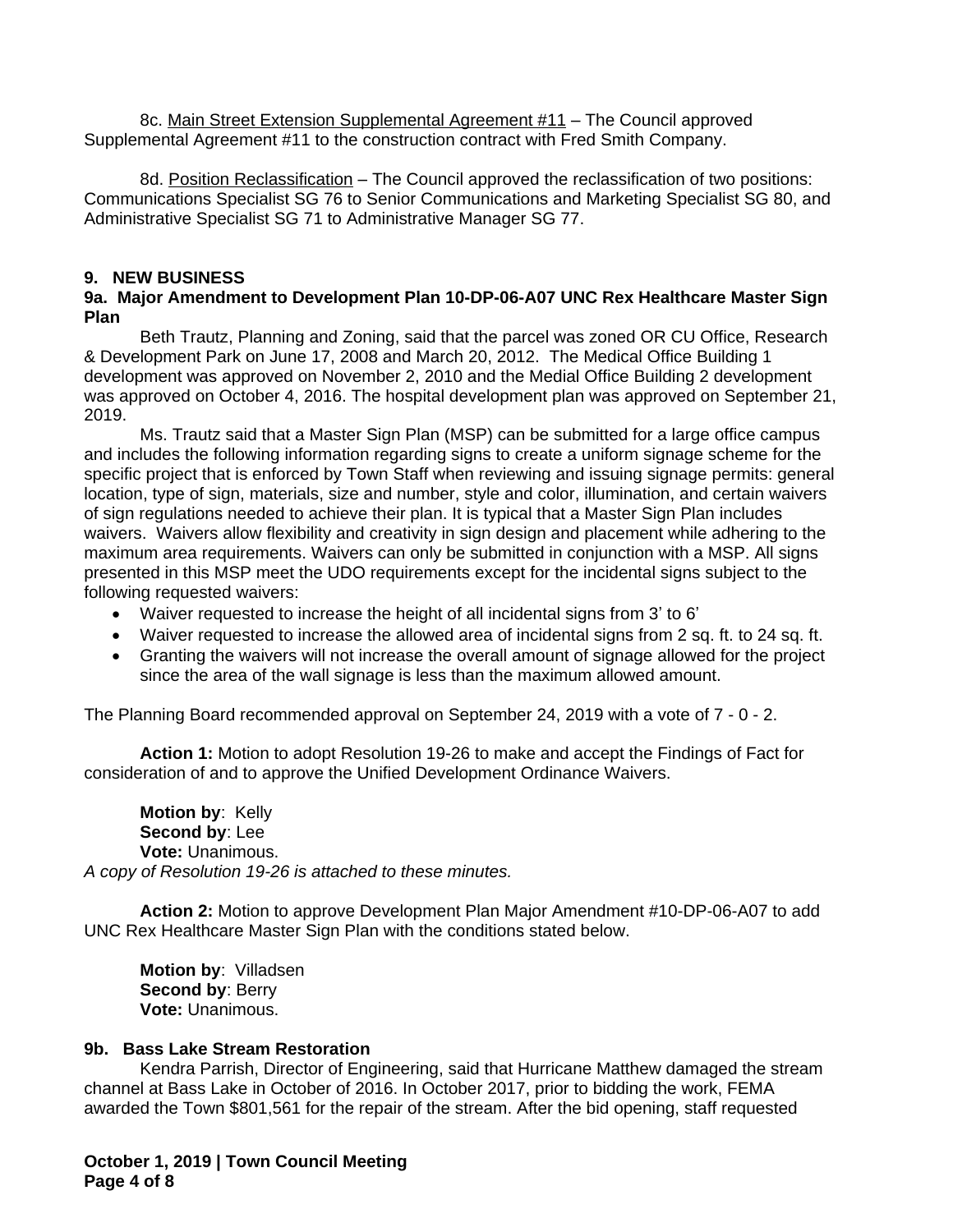8c. Main Street Extension Supplemental Agreement #11 – The Council approved Supplemental Agreement #11 to the construction contract with Fred Smith Company.

8d. Position Reclassification – The Council approved the reclassification of two positions: Communications Specialist SG 76 to Senior Communications and Marketing Specialist SG 80, and Administrative Specialist SG 71 to Administrative Manager SG 77.

## 9. NEW BUSINESS

### 9a. Major Amendment to Development Plan 10-DP-06-A07 UNC Rex Healthcare Master Sign Plan

Beth Trautz, Planning and Zoning, said that the parcel was zoned OR CU Office, Research & Development Park on June 17, 2008 and March 20, 2012. The Medical Office Building 1 development was approved on November 2, 2010 and the Medial Office Building 2 development was approved on October 4, 2016. The hospital development plan was approved on September 21, 2019.

Ms. Trautz said that a Master Sign Plan (MSP) can be submitted for a large office campus and includes the following information regarding signs to create a uniform signage scheme for the specific project that is enforced by Town Staff when reviewing and issuing signage permits: general location, type of sign, materials, size and number, style and color, illumination, and certain waivers of sign regulations needed to achieve their plan. It is typical that a Master Sign Plan includes waivers. Waivers allow flexibility and creativity in sign design and placement while adhering to the maximum area requirements. Waivers can only be submitted in conjunction with a MSP. All signs presented in this MSP meet the UDO requirements except for the incidental signs subject to the following requested waivers:

- Waiver requested to increase the height of all incidental signs from 3' to 6'
- Waiver requested to increase the allowed area of incidental signs from 2 sq. ft. to 24 sq. ft.
- Granting the waivers will not increase the overall amount of signage allowed for the project since the area of the wall signage is less than the maximum allowed amount.

The Planning Board recommended approval on September 24, 2019 with a vote of 7 - 0 - 2.

**Action 1:** Motion to adopt Resolution 19-26 to make and accept the Findings of Fact for consideration of and to approve the Unified Development Ordinance Waivers.

**Motion by**: Kelly
**Second by**: Lee
**Vote:** Unanimous.

*A copy of Resolution 19-26 is attached to these minutes.*

**Action 2:** Motion to approve Development Plan Major Amendment #10-DP-06-A07 to add UNC Rex Healthcare Master Sign Plan with the conditions stated below.

**Motion by**: Villadsen
**Second by**: Berry
**Vote:** Unanimous.

### 9b. Bass Lake Stream Restoration

Kendra Parrish, Director of Engineering, said that Hurricane Matthew damaged the stream channel at Bass Lake in October of 2016. In October 2017, prior to bidding the work, FEMA awarded the Town $801,561 for the repair of the stream. After the bid opening, staff requested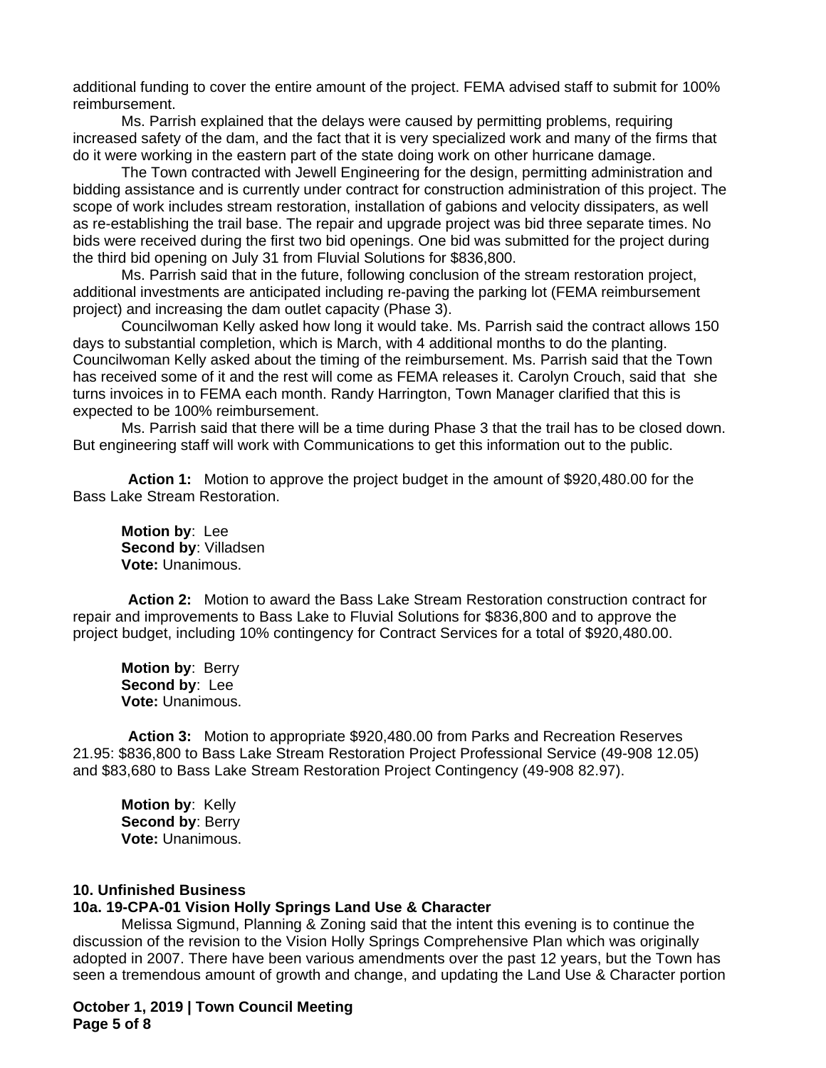additional funding to cover the entire amount of the project. FEMA advised staff to submit for 100% reimbursement.

Ms. Parrish explained that the delays were caused by permitting problems, requiring increased safety of the dam, and the fact that it is very specialized work and many of the firms that do it were working in the eastern part of the state doing work on other hurricane damage.

The Town contracted with Jewell Engineering for the design, permitting administration and bidding assistance and is currently under contract for construction administration of this project. The scope of work includes stream restoration, installation of gabions and velocity dissipaters, as well as re-establishing the trail base. The repair and upgrade project was bid three separate times. No bids were received during the first two bid openings. One bid was submitted for the project during the third bid opening on July 31 from Fluvial Solutions for $836,800.

Ms. Parrish said that in the future, following conclusion of the stream restoration project, additional investments are anticipated including re-paving the parking lot (FEMA reimbursement project) and increasing the dam outlet capacity (Phase 3).

Councilwoman Kelly asked how long it would take. Ms. Parrish said the contract allows 150 days to substantial completion, which is March, with 4 additional months to do the planting. Councilwoman Kelly asked about the timing of the reimbursement. Ms. Parrish said that the Town has received some of it and the rest will come as FEMA releases it. Carolyn Crouch, said that she turns invoices in to FEMA each month. Randy Harrington, Town Manager clarified that this is expected to be 100% reimbursement.

Ms. Parrish said that there will be a time during Phase 3 that the trail has to be closed down. But engineering staff will work with Communications to get this information out to the public.

**Action 1:** Motion to approve the project budget in the amount of $920,480.00 for the Bass Lake Stream Restoration.

**Motion by**: Lee
**Second by**: Villadsen
**Vote:** Unanimous.

**Action 2:** Motion to award the Bass Lake Stream Restoration construction contract for repair and improvements to Bass Lake to Fluvial Solutions for $836,800 and to approve the project budget, including 10% contingency for Contract Services for a total of $920,480.00.

**Motion by**: Berry
**Second by**: Lee
**Vote:** Unanimous.

**Action 3:** Motion to appropriate $920,480.00 from Parks and Recreation Reserves 21.95: $836,800 to Bass Lake Stream Restoration Project Professional Service (49-908 12.05) and $83,680 to Bass Lake Stream Restoration Project Contingency (49-908 82.97).

**Motion by**: Kelly
**Second by**: Berry
**Vote:** Unanimous.

**10. Unfinished Business**

**10a. 19-CPA-01 Vision Holly Springs Land Use & Character**

Melissa Sigmund, Planning & Zoning said that the intent this evening is to continue the discussion of the revision to the Vision Holly Springs Comprehensive Plan which was originally adopted in 2007. There have been various amendments over the past 12 years, but the Town has seen a tremendous amount of growth and change, and updating the Land Use & Character portion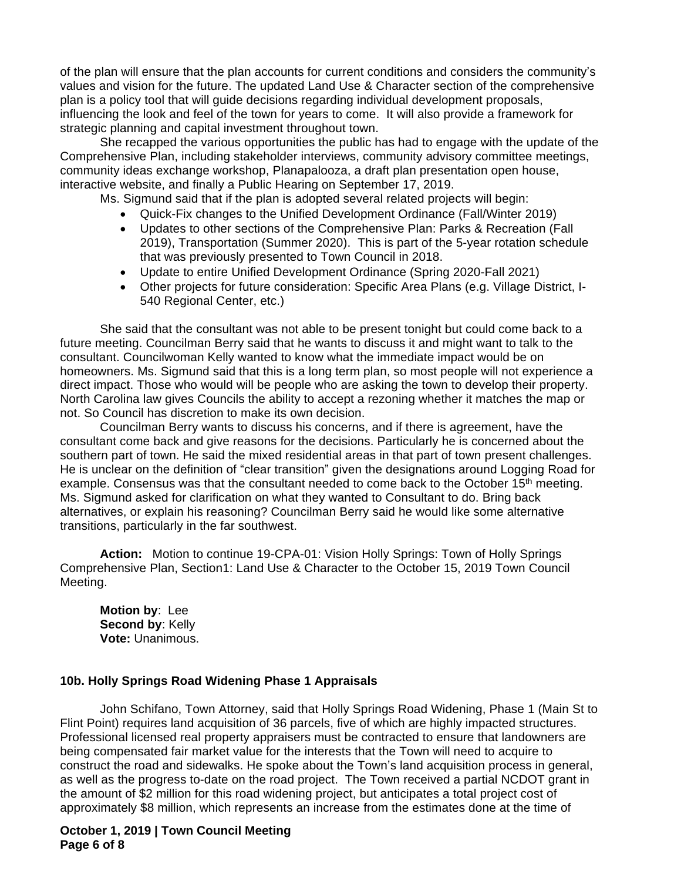of the plan will ensure that the plan accounts for current conditions and considers the community's values and vision for the future. The updated Land Use & Character section of the comprehensive plan is a policy tool that will guide decisions regarding individual development proposals, influencing the look and feel of the town for years to come. It will also provide a framework for strategic planning and capital investment throughout town.

She recapped the various opportunities the public has had to engage with the update of the Comprehensive Plan, including stakeholder interviews, community advisory committee meetings, community ideas exchange workshop, Planapalooza, a draft plan presentation open house, interactive website, and finally a Public Hearing on September 17, 2019.

Ms. Sigmund said that if the plan is adopted several related projects will begin:

- Quick-Fix changes to the Unified Development Ordinance (Fall/Winter 2019)
- Updates to other sections of the Comprehensive Plan: Parks & Recreation (Fall 2019), Transportation (Summer 2020). This is part of the 5-year rotation schedule that was previously presented to Town Council in 2018.
- Update to entire Unified Development Ordinance (Spring 2020-Fall 2021)
- Other projects for future consideration: Specific Area Plans (e.g. Village District, I-540 Regional Center, etc.)

She said that the consultant was not able to be present tonight but could come back to a future meeting. Councilman Berry said that he wants to discuss it and might want to talk to the consultant. Councilwoman Kelly wanted to know what the immediate impact would be on homeowners. Ms. Sigmund said that this is a long term plan, so most people will not experience a direct impact. Those who would will be people who are asking the town to develop their property. North Carolina law gives Councils the ability to accept a rezoning whether it matches the map or not. So Council has discretion to make its own decision.

Councilman Berry wants to discuss his concerns, and if there is agreement, have the consultant come back and give reasons for the decisions. Particularly he is concerned about the southern part of town. He said the mixed residential areas in that part of town present challenges. He is unclear on the definition of "clear transition" given the designations around Logging Road for example. Consensus was that the consultant needed to come back to the October 15th meeting. Ms. Sigmund asked for clarification on what they wanted to Consultant to do. Bring back alternatives, or explain his reasoning? Councilman Berry said he would like some alternative transitions, particularly in the far southwest.

**Action:** Motion to continue 19-CPA-01: Vision Holly Springs: Town of Holly Springs Comprehensive Plan, Section1: Land Use & Character to the October 15, 2019 Town Council Meeting.

**Motion by**: Lee
**Second by**: Kelly
**Vote:** Unanimous.

### 10b. Holly Springs Road Widening Phase 1 Appraisals

John Schifano, Town Attorney, said that Holly Springs Road Widening, Phase 1 (Main St to Flint Point) requires land acquisition of 36 parcels, five of which are highly impacted structures. Professional licensed real property appraisers must be contracted to ensure that landowners are being compensated fair market value for the interests that the Town will need to acquire to construct the road and sidewalks. He spoke about the Town's land acquisition process in general, as well as the progress to-date on the road project. The Town received a partial NCDOT grant in the amount of $2 million for this road widening project, but anticipates a total project cost of approximately $8 million, which represents an increase from the estimates done at the time of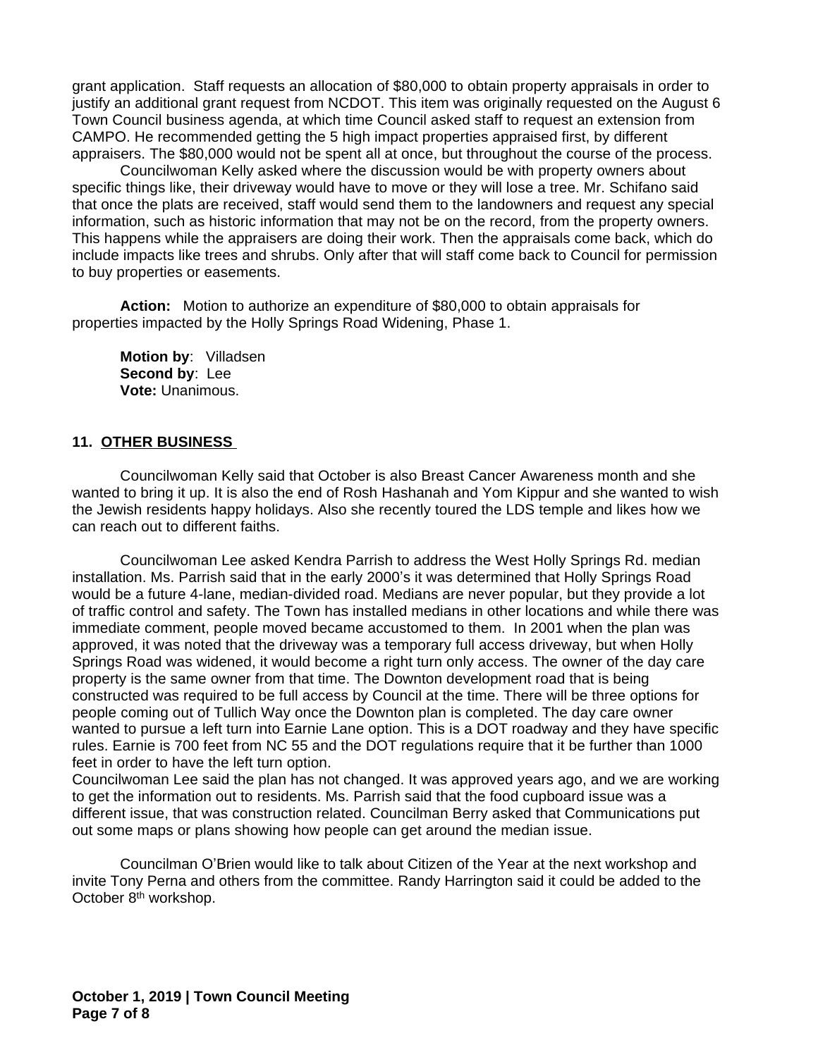grant application. Staff requests an allocation of $80,000 to obtain property appraisals in order to justify an additional grant request from NCDOT. This item was originally requested on the August 6 Town Council business agenda, at which time Council asked staff to request an extension from CAMPO. He recommended getting the 5 high impact properties appraised first, by different appraisers. The $80,000 would not be spent all at once, but throughout the course of the process.

Councilwoman Kelly asked where the discussion would be with property owners about specific things like, their driveway would have to move or they will lose a tree. Mr. Schifano said that once the plats are received, staff would send them to the landowners and request any special information, such as historic information that may not be on the record, from the property owners. This happens while the appraisers are doing their work. Then the appraisals come back, which do include impacts like trees and shrubs. Only after that will staff come back to Council for permission to buy properties or easements.

**Action:** Motion to authorize an expenditure of $80,000 to obtain appraisals for properties impacted by the Holly Springs Road Widening, Phase 1.

**Motion by**: Villadsen
**Second by**: Lee
**Vote:** Unanimous.

## 11. OTHER BUSINESS

Councilwoman Kelly said that October is also Breast Cancer Awareness month and she wanted to bring it up. It is also the end of Rosh Hashanah and Yom Kippur and she wanted to wish the Jewish residents happy holidays. Also she recently toured the LDS temple and likes how we can reach out to different faiths.

Councilwoman Lee asked Kendra Parrish to address the West Holly Springs Rd. median installation. Ms. Parrish said that in the early 2000's it was determined that Holly Springs Road would be a future 4-lane, median-divided road. Medians are never popular, but they provide a lot of traffic control and safety. The Town has installed medians in other locations and while there was immediate comment, people moved became accustomed to them. In 2001 when the plan was approved, it was noted that the driveway was a temporary full access driveway, but when Holly Springs Road was widened, it would become a right turn only access. The owner of the day care property is the same owner from that time. The Downton development road that is being constructed was required to be full access by Council at the time. There will be three options for people coming out of Tullich Way once the Downton plan is completed. The day care owner wanted to pursue a left turn into Earnie Lane option. This is a DOT roadway and they have specific rules. Earnie is 700 feet from NC 55 and the DOT regulations require that it be further than 1000 feet in order to have the left turn option.
Councilwoman Lee said the plan has not changed. It was approved years ago, and we are working to get the information out to residents. Ms. Parrish said that the food cupboard issue was a different issue, that was construction related. Councilman Berry asked that Communications put out some maps or plans showing how people can get around the median issue.

Councilman O'Brien would like to talk about Citizen of the Year at the next workshop and invite Tony Perna and others from the committee. Randy Harrington said it could be added to the October 8th workshop.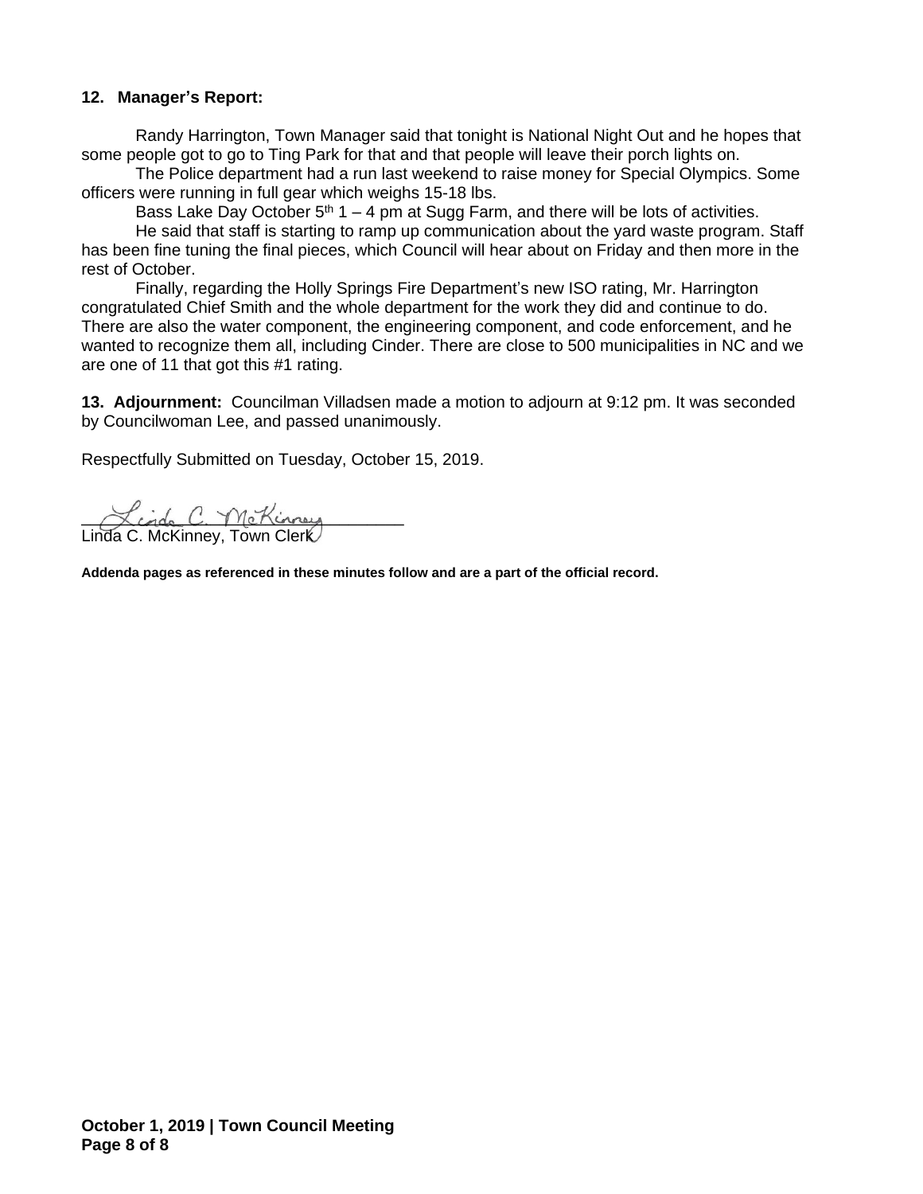**12. Manager's Report:**

Randy Harrington, Town Manager said that tonight is National Night Out and he hopes that some people got to go to Ting Park for that and that people will leave their porch lights on.

The Police department had a run last weekend to raise money for Special Olympics. Some officers were running in full gear which weighs 15-18 lbs.

Bass Lake Day October 5th 1 – 4 pm at Sugg Farm, and there will be lots of activities.

He said that staff is starting to ramp up communication about the yard waste program. Staff has been fine tuning the final pieces, which Council will hear about on Friday and then more in the rest of October.

Finally, regarding the Holly Springs Fire Department's new ISO rating, Mr. Harrington congratulated Chief Smith and the whole department for the work they did and continue to do. There are also the water component, the engineering component, and code enforcement, and he wanted to recognize them all, including Cinder. There are close to 500 municipalities in NC and we are one of 11 that got this #1 rating.

**13. Adjournment:** Councilman Villadsen made a motion to adjourn at 9:12 pm. It was seconded by Councilwoman Lee, and passed unanimously.

Respectfully Submitted on Tuesday, October 15, 2019.

Linda C. McKinney

Linda C. McKinney, Town Clerk

**Addenda pages as referenced in these minutes follow and are a part of the official record.**